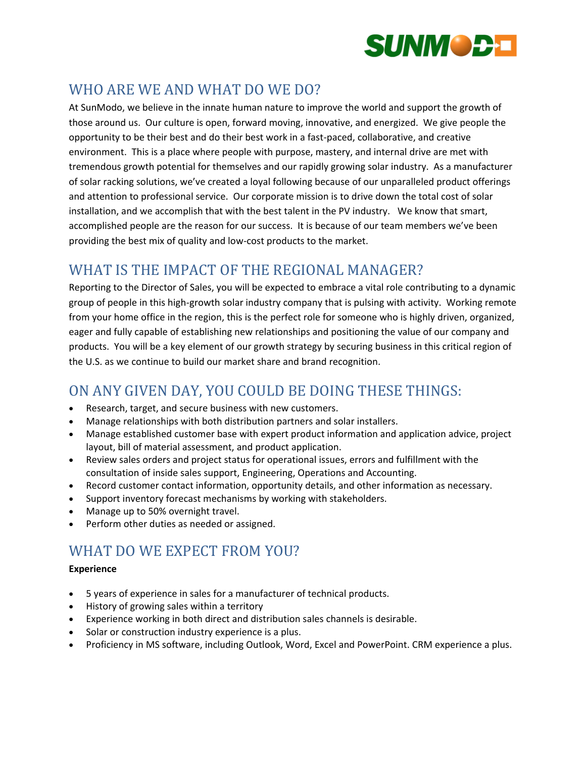SUNMODO

## WHO ARE WE AND WHAT DO WE DO?

At SunModo, we believe in the innate human nature to improve the world and support the growth of those around us. Our culture is open, forward moving, innovative, and energized. We give people the opportunity to be their best and do their best work in a fast-paced, collaborative, and creative environment. This is a place where people with purpose, mastery, and internal drive are met with tremendous growth potential for themselves and our rapidly growing solar industry. As a manufacturer of solar racking solutions, we've created a loyal following because of our unparalleled product offerings and attention to professional service. Our corporate mission is to drive down the total cost of solar installation, and we accomplish that with the best talent in the PV industry. We know that smart, accomplished people are the reason for our success. It is because of our team members we've been providing the best mix of quality and low-cost products to the market.

## WHAT IS THE IMPACT OF THE REGIONAL MANAGER?

Reporting to the Director of Sales, you will be expected to embrace a vital role contributing to a dynamic group of people in this high-growth solar industry company that is pulsing with activity. Working remote from your home office in the region, this is the perfect role for someone who is highly driven, organized, eager and fully capable of establishing new relationships and positioning the value of our company and products. You will be a key element of our growth strategy by securing business in this critical region of the U.S. as we continue to build our market share and brand recognition.

## ON ANY GIVEN DAY, YOU COULD BE DOING THESE THINGS:

- Research, target, and secure business with new customers.
- Manage relationships with both distribution partners and solar installers.
- Manage established customer base with expert product information and application advice, project layout, bill of material assessment, and product application.
- Review sales orders and project status for operational issues, errors and fulfillment with the consultation of inside sales support, Engineering, Operations and Accounting.
- Record customer contact information, opportunity details, and other information as necessary.
- Support inventory forecast mechanisms by working with stakeholders.
- Manage up to 50% overnight travel.
- Perform other duties as needed or assigned.

## WHAT DO WE EXPECT FROM YOU?

**Experience**

- 5 years of experience in sales for a manufacturer of technical products.
- History of growing sales within a territory
- Experience working in both direct and distribution sales channels is desirable.
- Solar or construction industry experience is a plus.
- Proficiency in MS software, including Outlook, Word, Excel and PowerPoint. CRM experience a plus.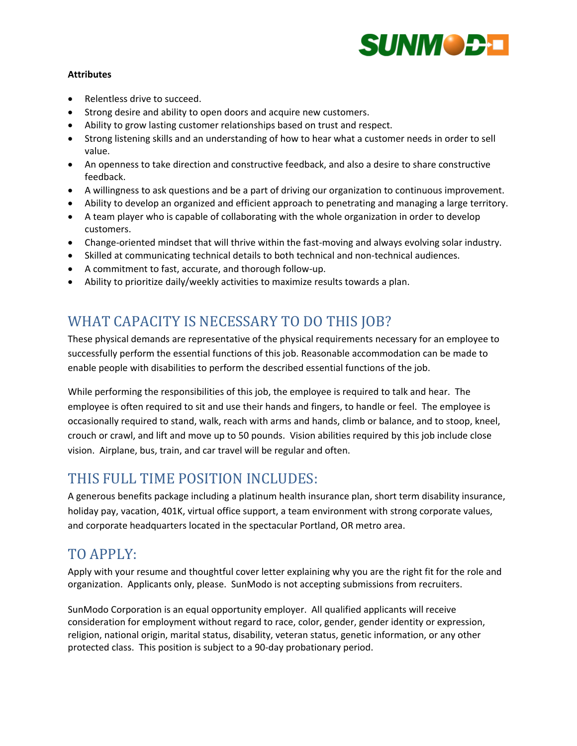**Attributes**

- Relentless drive to succeed.
- Strong desire and ability to open doors and acquire new customers.
- Ability to grow lasting customer relationships based on trust and respect.
- Strong listening skills and an understanding of how to hear what a customer needs in order to sell value.
- An openness to take direction and constructive feedback, and also a desire to share constructive feedback.
- A willingness to ask questions and be a part of driving our organization to continuous improvement.
- Ability to develop an organized and efficient approach to penetrating and managing a large territory.
- A team player who is capable of collaborating with the whole organization in order to develop customers.
- Change-oriented mindset that will thrive within the fast-moving and always evolving solar industry.
- Skilled at communicating technical details to both technical and non-technical audiences.
- A commitment to fast, accurate, and thorough follow-up.
- Ability to prioritize daily/weekly activities to maximize results towards a plan.

## WHAT CAPACITY IS NECESSARY TO DO THIS JOB?

These physical demands are representative of the physical requirements necessary for an employee to successfully perform the essential functions of this job. Reasonable accommodation can be made to enable people with disabilities to perform the described essential functions of the job.

While performing the responsibilities of this job, the employee is required to talk and hear. The employee is often required to sit and use their hands and fingers, to handle or feel. The employee is occasionally required to stand, walk, reach with arms and hands, climb or balance, and to stoop, kneel, crouch or crawl, and lift and move up to 50 pounds. Vision abilities required by this job include close vision. Airplane, bus, train, and car travel will be regular and often.

## THIS FULL TIME POSITION INCLUDES:

A generous benefits package including a platinum health insurance plan, short term disability insurance, holiday pay, vacation, 401K, virtual office support, a team environment with strong corporate values, and corporate headquarters located in the spectacular Portland, OR metro area.

## TO APPLY:

Apply with your resume and thoughtful cover letter explaining why you are the right fit for the role and organization. Applicants only, please. SunModo is not accepting submissions from recruiters.

SunModo Corporation is an equal opportunity employer. All qualified applicants will receive consideration for employment without regard to race, color, gender, gender identity or expression, religion, national origin, marital status, disability, veteran status, genetic information, or any other protected class. This position is subject to a 90-day probationary period.